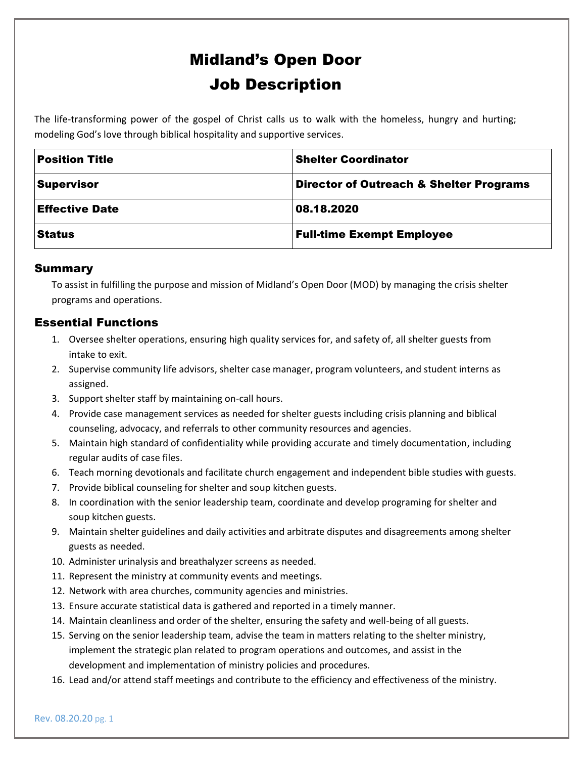# Midland's Open Door
# Job Description

The life-transforming power of the gospel of Christ calls us to walk with the homeless, hungry and hurting; modeling God's love through biblical hospitality and supportive services.

| **Position Title** | **Shelter Coordinator** |
|---|---|
| **Supervisor** | **Director of Outreach & Shelter Programs** |
| **Effective Date** | **08.18.2020** |
| **Status** | **Full-time Exempt Employee** |

## Summary

To assist in fulfilling the purpose and mission of Midland's Open Door (MOD) by managing the crisis shelter programs and operations.

## Essential Functions

1. Oversee shelter operations, ensuring high quality services for, and safety of, all shelter guests from intake to exit.
2. Supervise community life advisors, shelter case manager, program volunteers, and student interns as assigned.
3. Support shelter staff by maintaining on-call hours.
4. Provide case management services as needed for shelter guests including crisis planning and biblical counseling, advocacy, and referrals to other community resources and agencies.
5. Maintain high standard of confidentiality while providing accurate and timely documentation, including regular audits of case files.
6. Teach morning devotionals and facilitate church engagement and independent bible studies with guests.
7. Provide biblical counseling for shelter and soup kitchen guests.
8. In coordination with the senior leadership team, coordinate and develop programing for shelter and soup kitchen guests.
9. Maintain shelter guidelines and daily activities and arbitrate disputes and disagreements among shelter guests as needed.
10. Administer urinalysis and breathalyzer screens as needed.
11. Represent the ministry at community events and meetings.
12. Network with area churches, community agencies and ministries.
13. Ensure accurate statistical data is gathered and reported in a timely manner.
14. Maintain cleanliness and order of the shelter, ensuring the safety and well-being of all guests.
15. Serving on the senior leadership team, advise the team in matters relating to the shelter ministry, implement the strategic plan related to program operations and outcomes, and assist in the development and implementation of ministry policies and procedures.
16. Lead and/or attend staff meetings and contribute to the efficiency and effectiveness of the ministry.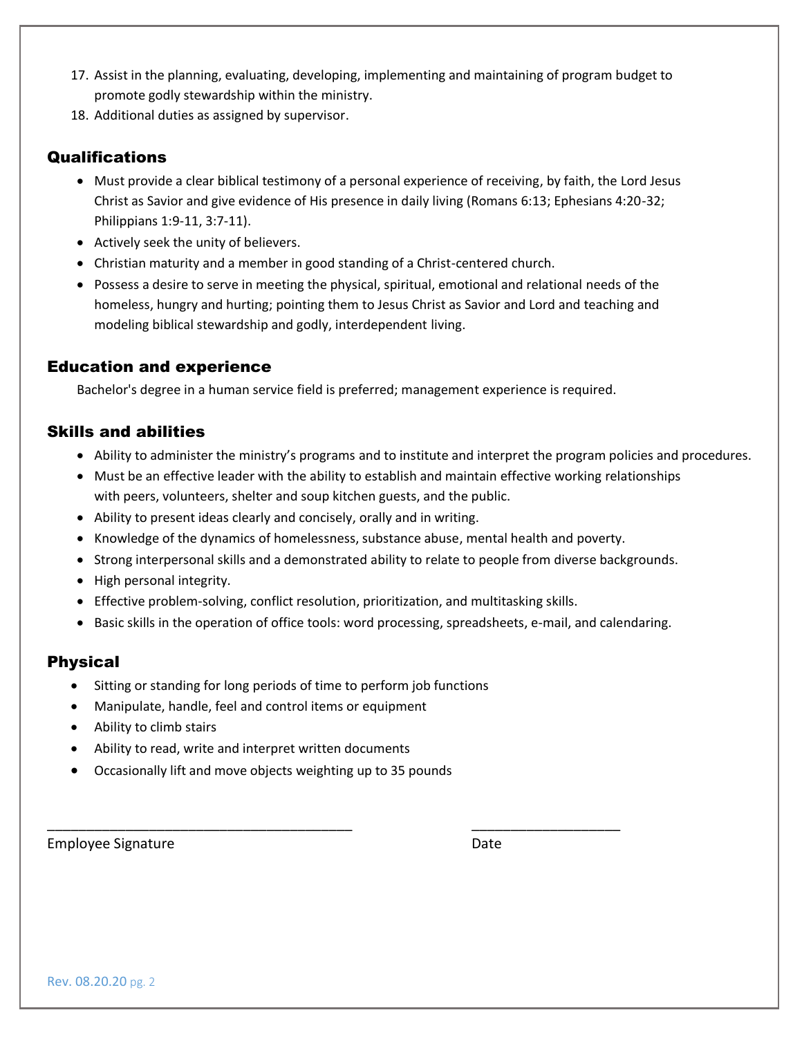17. Assist in the planning, evaluating, developing, implementing and maintaining of program budget to promote godly stewardship within the ministry.
18. Additional duties as assigned by supervisor.

## Qualifications

- Must provide a clear biblical testimony of a personal experience of receiving, by faith, the Lord Jesus Christ as Savior and give evidence of His presence in daily living (Romans 6:13; Ephesians 4:20-32; Philippians 1:9-11, 3:7-11).
- Actively seek the unity of believers.
- Christian maturity and a member in good standing of a Christ-centered church.
- Possess a desire to serve in meeting the physical, spiritual, emotional and relational needs of the homeless, hungry and hurting; pointing them to Jesus Christ as Savior and Lord and teaching and modeling biblical stewardship and godly, interdependent living.

## Education and experience

Bachelor's degree in a human service field is preferred; management experience is required.

## Skills and abilities

- Ability to administer the ministry's programs and to institute and interpret the program policies and procedures.
- Must be an effective leader with the ability to establish and maintain effective working relationships with peers, volunteers, shelter and soup kitchen guests, and the public.
- Ability to present ideas clearly and concisely, orally and in writing.
- Knowledge of the dynamics of homelessness, substance abuse, mental health and poverty.
- Strong interpersonal skills and a demonstrated ability to relate to people from diverse backgrounds.
- High personal integrity.
- Effective problem-solving, conflict resolution, prioritization, and multitasking skills.
- Basic skills in the operation of office tools: word processing, spreadsheets, e-mail, and calendaring.

## Physical

- Sitting or standing for long periods of time to perform job functions
- Manipulate, handle, feel and control items or equipment
- Ability to climb stairs
- Ability to read, write and interpret written documents
- Occasionally lift and move objects weighting up to 35 pounds

________________________________________ ____________________

Employee Signature Date

Rev. 08.20.20